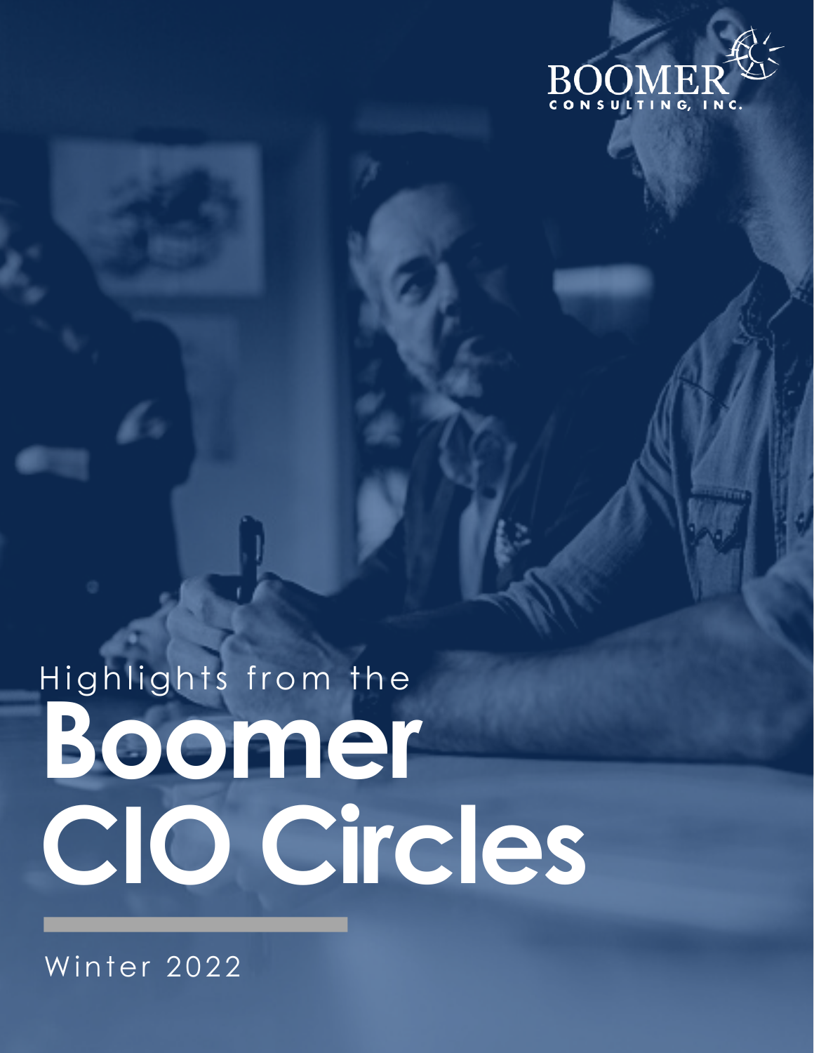BOOMER CONSULTING, INC.

Highlights from the

# Boomer CIO Circles

Winter 2022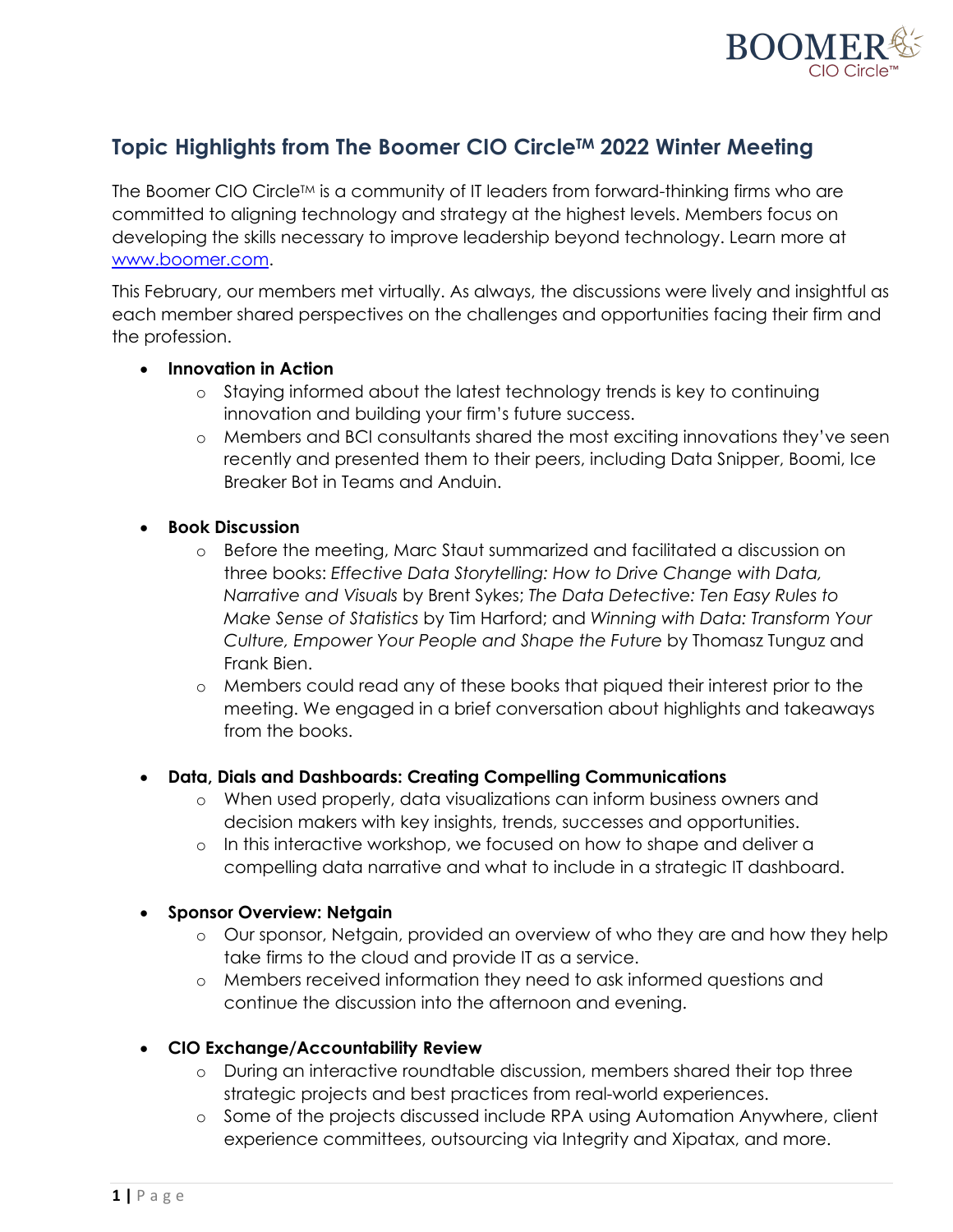## Topic Highlights from The Boomer CIO Circle™ 2022 Winter Meeting

The Boomer CIO Circle™ is a community of IT leaders from forward-thinking firms who are committed to aligning technology and strategy at the highest levels. Members focus on developing the skills necessary to improve leadership beyond technology. Learn more at [www.boomer.com](http://www.boomer.com).

This February, our members met virtually. As always, the discussions were lively and insightful as each member shared perspectives on the challenges and opportunities facing their firm and the profession.

- **Innovation in Action**
  - Staying informed about the latest technology trends is key to continuing innovation and building your firm's future success.
  - Members and BCI consultants shared the most exciting innovations they've seen recently and presented them to their peers, including Data Snipper, Boomi, Ice Breaker Bot in Teams and Anduin.

- **Book Discussion**
  - Before the meeting, Marc Staut summarized and facilitated a discussion on three books: *Effective Data Storytelling: How to Drive Change with Data, Narrative and Visuals* by Brent Sykes; *The Data Detective: Ten Easy Rules to Make Sense of Statistics* by Tim Harford; and *Winning with Data: Transform Your Culture, Empower Your People and Shape the Future* by Thomasz Tunguz and Frank Bien.
  - Members could read any of these books that piqued their interest prior to the meeting. We engaged in a brief conversation about highlights and takeaways from the books.

- **Data, Dials and Dashboards: Creating Compelling Communications**
  - When used properly, data visualizations can inform business owners and decision makers with key insights, trends, successes and opportunities.
  - In this interactive workshop, we focused on how to shape and deliver a compelling data narrative and what to include in a strategic IT dashboard.

- **Sponsor Overview: Netgain**
  - Our sponsor, Netgain, provided an overview of who they are and how they help take firms to the cloud and provide IT as a service.
  - Members received information they need to ask informed questions and continue the discussion into the afternoon and evening.

- **CIO Exchange/Accountability Review**
  - During an interactive roundtable discussion, members shared their top three strategic projects and best practices from real-world experiences.
  - Some of the projects discussed include RPA using Automation Anywhere, client experience committees, outsourcing via Integrity and Xipatax, and more.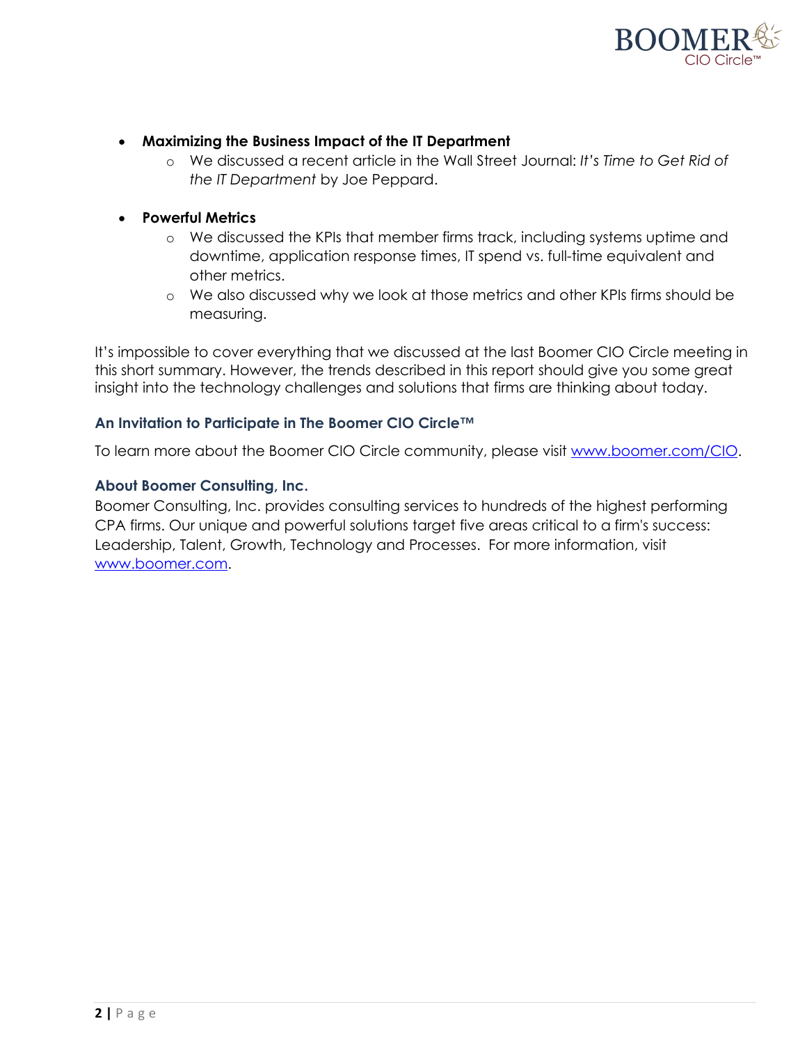- **Maximizing the Business Impact of the IT Department**
  - We discussed a recent article in the Wall Street Journal: *It's Time to Get Rid of the IT Department* by Joe Peppard.

- **Powerful Metrics**
  - We discussed the KPIs that member firms track, including systems uptime and downtime, application response times, IT spend vs. full-time equivalent and other metrics.
  - We also discussed why we look at those metrics and other KPIs firms should be measuring.

It's impossible to cover everything that we discussed at the last Boomer CIO Circle meeting in this short summary. However, the trends described in this report should give you some great insight into the technology challenges and solutions that firms are thinking about today.

### An Invitation to Participate in The Boomer CIO Circle™

To learn more about the Boomer CIO Circle community, please visit [www.boomer.com/CIO](http://www.boomer.com/CIO).

### About Boomer Consulting, Inc.

Boomer Consulting, Inc. provides consulting services to hundreds of the highest performing CPA firms. Our unique and powerful solutions target five areas critical to a firm's success: Leadership, Talent, Growth, Technology and Processes. For more information, visit [www.boomer.com](http://www.boomer.com).